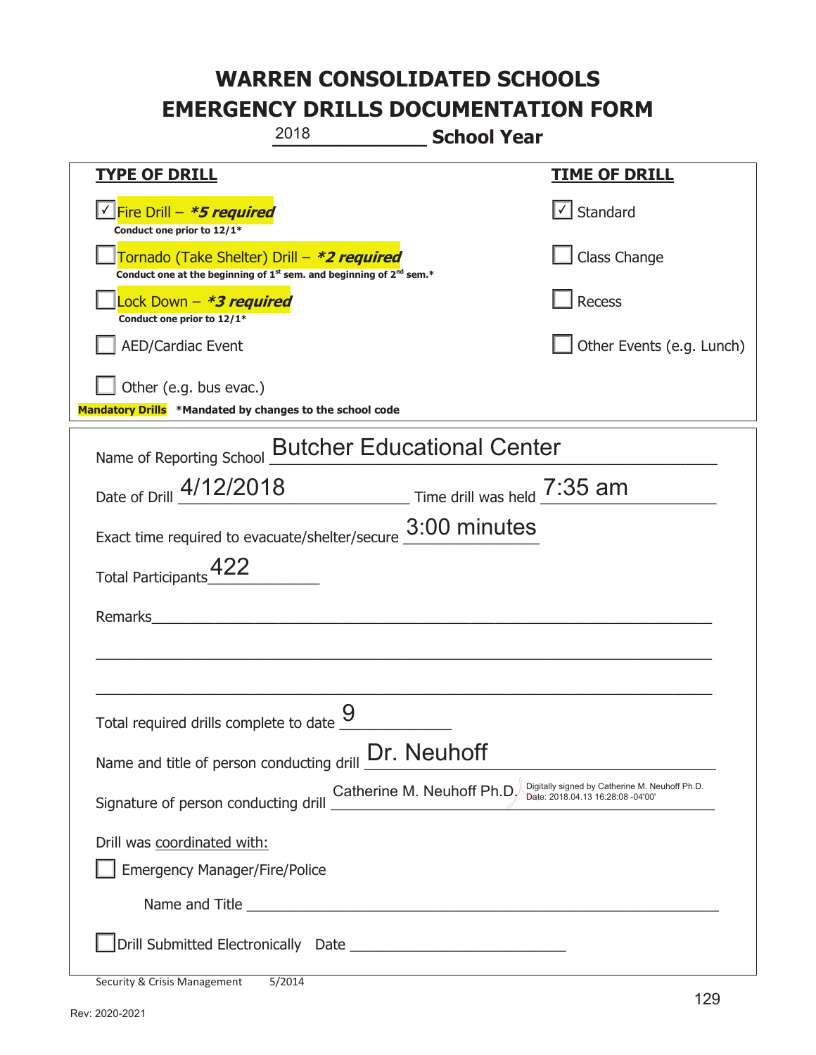# WARREN CONSOLIDATED SCHOOLS
# EMERGENCY DRILLS DOCUMENTATION FORM

2018 **School Year**

| **TYPE OF DRILL** | **TIME OF DRILL** |
|---|---|
| ☑ Fire Drill – ***5 required*** Conduct one prior to 12/1* | ☑ Standard |
| ☐ Tornado (Take Shelter) Drill – ***2 required*** Conduct one at the beginning of 1st sem. and beginning of 2nd sem.* | ☐ Class Change |
| ☐ Lock Down – ***3 required*** Conduct one prior to 12/1* | ☐ Recess |
| ☐ AED/Cardiac Event | ☐ Other Events (e.g. Lunch) |
| ☐ Other (e.g. bus evac.) | |

**Mandatory Drills** ***Mandated by changes to the school code**

Name of Reporting School: Butcher Educational Center

Date of Drill: 4/12/2018 Time drill was held: 7:35 am

Exact time required to evacuate/shelter/secure: 3:00 minutes

Total Participants: 422

Remarks: ______________________________

Total required drills complete to date: 9

Name and title of person conducting drill: Dr. Neuhoff

Signature of person conducting drill: Catherine M. Neuhoff Ph.D. (Digitally signed by Catherine M. Neuhoff Ph.D. Date: 2018.04.13 16:28:08 -04'00')

Drill was coordinated with:

☐ Emergency Manager/Fire/Police

Name and Title ______________________________

☐ Drill Submitted Electronically Date ______________________________

Security & Crisis Management 5/2014

Rev: 2020-2021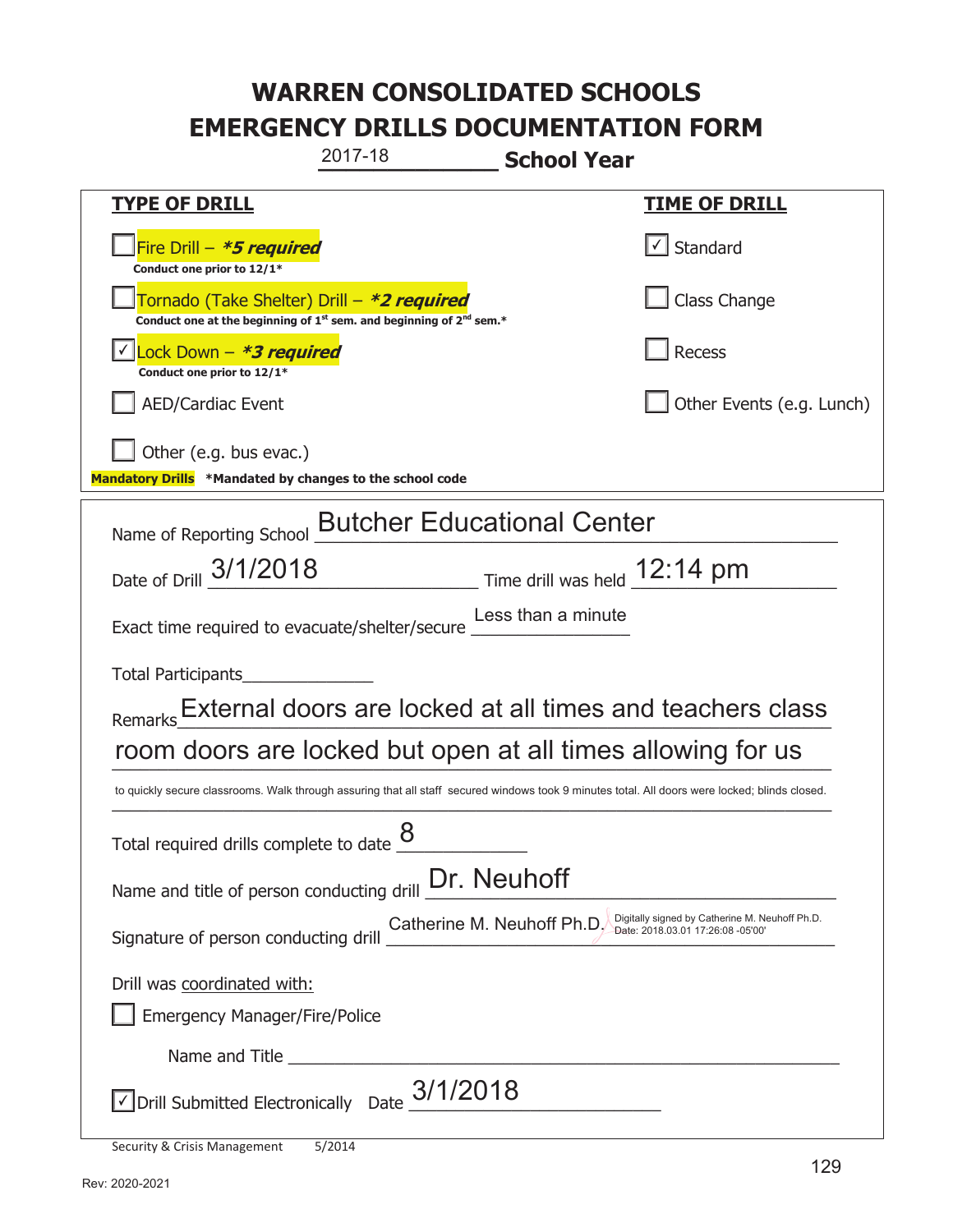# WARREN CONSOLIDATED SCHOOLS
# EMERGENCY DRILLS DOCUMENTATION FORM

2017-18 **School Year**

| **TYPE OF DRILL** | **TIME OF DRILL** |
|---|---|
| ☐ Fire Drill – ***5 required** <br> **Conduct one prior to 12/1*** | ☑ Standard |
| ☐ Tornado (Take Shelter) Drill – ***2 required** <br> **Conduct one at the beginning of 1st sem. and beginning of 2nd sem.*** | ☐ Class Change |
| ☑ Lock Down – ***3 required** <br> **Conduct one prior to 12/1*** | ☐ Recess |
| ☐ AED/Cardiac Event | ☐ Other Events (e.g. Lunch) |
| ☐ Other (e.g. bus evac.) | |

**Mandatory Drills** **\*Mandated by changes to the school code**

Name of Reporting School: Butcher Educational Center

Date of Drill: 3/1/2018 Time drill was held: 12:14 pm

Exact time required to evacuate/shelter/secure: Less than a minute

Total Participants: ______________

Remarks: External doors are locked at all times and teachers class room doors are locked but open at all times allowing for us to quickly secure classrooms. Walk through assuring that all staff secured windows took 9 minutes total. All doors were locked; blinds closed.

Total required drills complete to date: 8

Name and title of person conducting drill: Dr. Neuhoff

Signature of person conducting drill: Catherine M. Neuhoff Ph.D. Digitally signed by Catherine M. Neuhoff Ph.D. Date: 2018.03.01 17:26:08 -05'00'

Drill was coordinated with:

☐ Emergency Manager/Fire/Police

Name and Title ______________________________

☑ Drill Submitted Electronically Date: 3/1/2018

Security & Crisis Management 5/2014

Rev: 2020-2021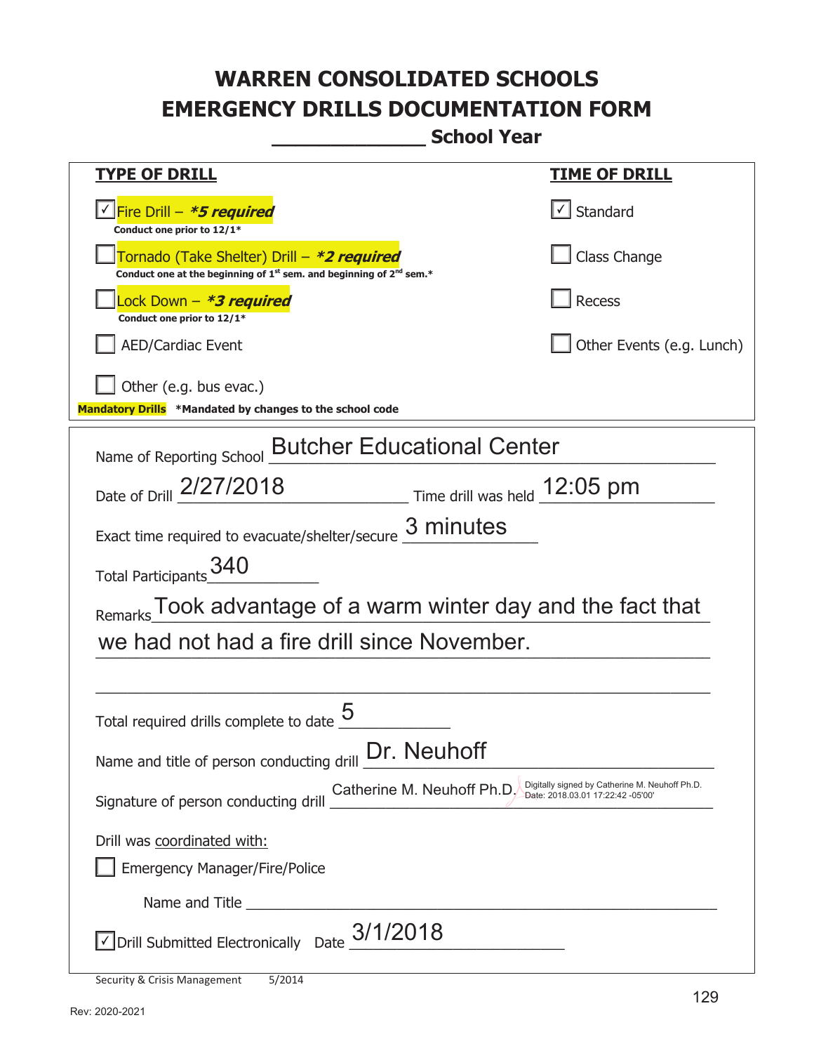# WARREN CONSOLIDATED SCHOOLS
# EMERGENCY DRILLS DOCUMENTATION FORM

______________ **School Year**

| **TYPE OF DRILL** | **TIME OF DRILL** |
|---|---|
| ☑ Fire Drill – ***5 required*** <br> **Conduct one prior to 12/1*** | ☑ Standard |
| ☐ Tornado (Take Shelter) Drill – ***2 required*** <br> **Conduct one at the beginning of 1st sem. and beginning of 2nd sem.*** | ☐ Class Change |
| ☐ Lock Down – ***3 required*** <br> **Conduct one prior to 12/1*** | ☐ Recess |
| ☐ AED/Cardiac Event | ☐ Other Events (e.g. Lunch) |
| ☐ Other (e.g. bus evac.) | |

**Mandatory Drills** ***Mandated by changes to the school code**

Name of Reporting School: Butcher Educational Center

Date of Drill: 2/27/2018 Time drill was held: 12:05 pm

Exact time required to evacuate/shelter/secure: 3 minutes

Total Participants: 340

Remarks: Took advantage of a warm winter day and the fact that we had not had a fire drill since November.

Total required drills complete to date: 5

Name and title of person conducting drill: Dr. Neuhoff

Signature of person conducting drill: Catherine M. Neuhoff Ph.D. Digitally signed by Catherine M. Neuhoff Ph.D. Date: 2018.03.01 17:22:42 -05'00'

Drill was coordinated with:

☐ Emergency Manager/Fire/Police

Name and Title ______________________________

☑ Drill Submitted Electronically Date: 3/1/2018

Security & Crisis Management 5/2014

Rev: 2020-2021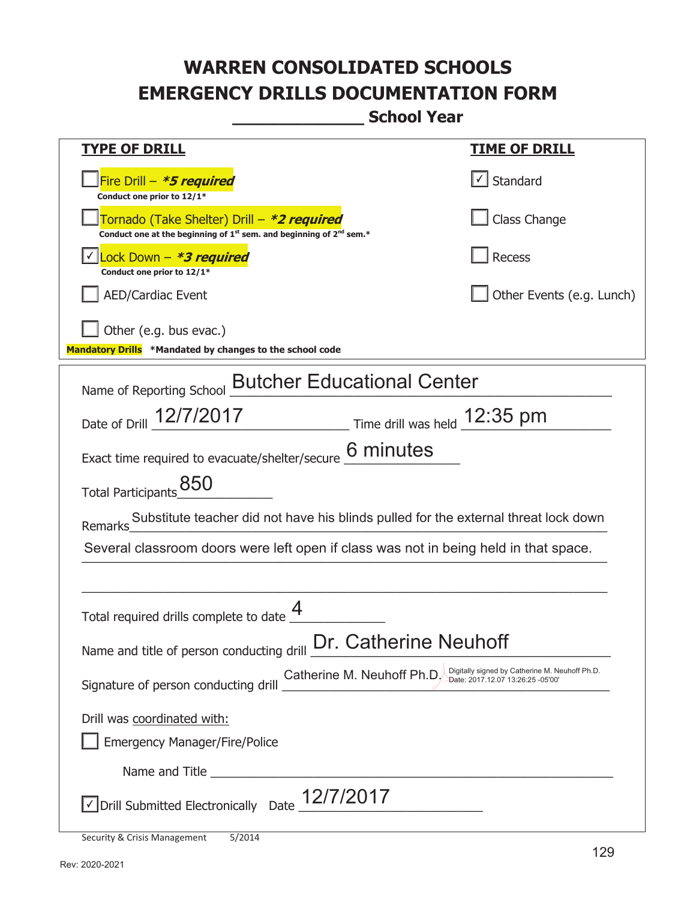# WARREN CONSOLIDATED SCHOOLS
# EMERGENCY DRILLS DOCUMENTATION FORM

**_____________ School Year**

| TYPE OF DRILL | TIME OF DRILL |
| --- | --- |
| ☐ Fire Drill – ***5 required*** <br> **Conduct one prior to 12/1*** | ☑ Standard |
| ☐ Tornado (Take Shelter) Drill – ***2 required*** <br> **Conduct one at the beginning of 1st sem. and beginning of 2nd sem.*** | ☐ Class Change |
| ☑ Lock Down – ***3 required*** <br> **Conduct one prior to 12/1*** | ☐ Recess |
| ☐ AED/Cardiac Event | ☐ Other Events (e.g. Lunch) |
| ☐ Other (e.g. bus evac.) | |

**Mandatory Drills** **\*Mandated by changes to the school code**

Name of Reporting School: Butcher Educational Center

Date of Drill: 12/7/2017 Time drill was held: 12:35 pm

Exact time required to evacuate/shelter/secure: 6 minutes

Total Participants: 850

Remarks: Substitute teacher did not have his blinds pulled for the external threat lock down Several classroom doors were left open if class was not in being held in that space.

Total required drills complete to date: 4

Name and title of person conducting drill: Dr. Catherine Neuhoff

Signature of person conducting drill: Catherine M. Neuhoff Ph.D. Digitally signed by Catherine M. Neuhoff Ph.D. Date: 2017.12.07 13:26:25 -05'00'

Drill was coordinated with:

☐ Emergency Manager/Fire/Police

Name and Title ______________________________

☑ Drill Submitted Electronically Date: 12/7/2017

Security & Crisis Management 5/2014

Rev: 2020-2021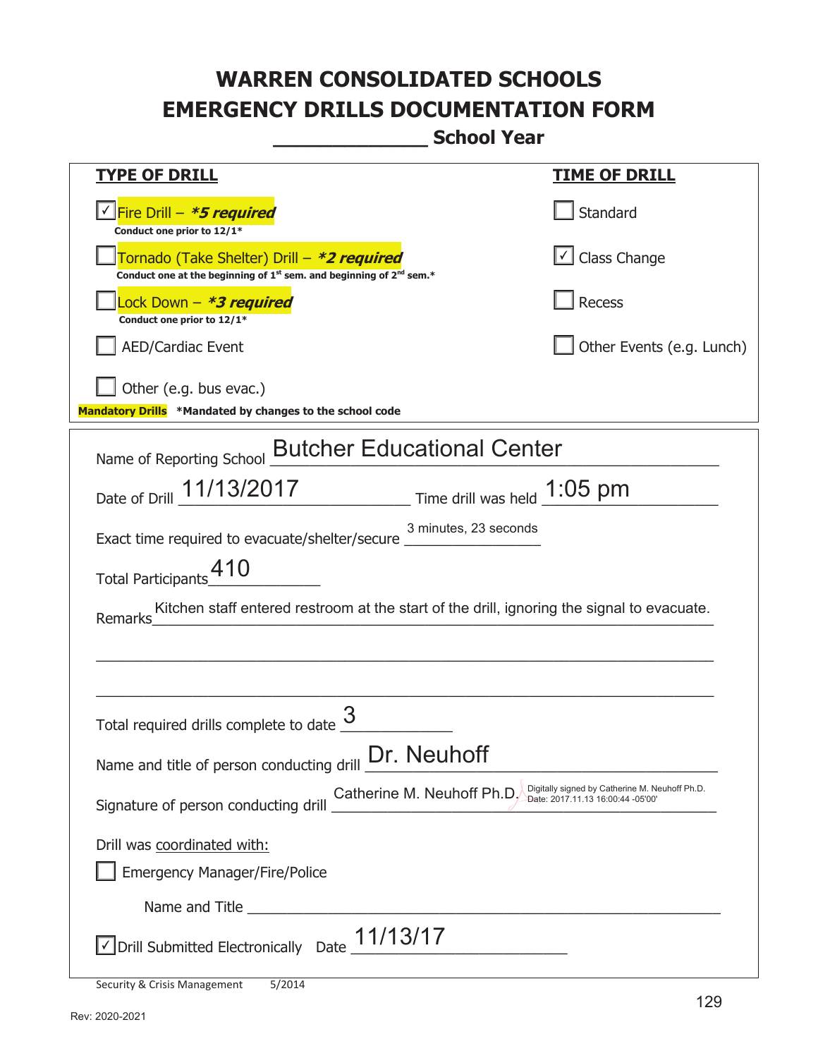# WARREN CONSOLIDATED SCHOOLS
# EMERGENCY DRILLS DOCUMENTATION FORM
## _____________ School Year

| TYPE OF DRILL | TIME OF DRILL |
|---|---|
| ☑ Fire Drill – ***5 required*** <br> **Conduct one prior to 12/1*** | ☐ Standard |
| ☐ Tornado (Take Shelter) Drill – ***2 required*** <br> **Conduct one at the beginning of 1st sem. and beginning of 2nd sem.*** | ☑ Class Change |
| ☐ Lock Down – ***3 required*** <br> **Conduct one prior to 12/1*** | ☐ Recess |
| ☐ AED/Cardiac Event | ☐ Other Events (e.g. Lunch) |
| ☐ Other (e.g. bus evac.) | |

**Mandatory Drills** ***Mandated by changes to the school code**

Name of Reporting School: Butcher Educational Center

Date of Drill: 11/13/2017 Time drill was held: 1:05 pm

Exact time required to evacuate/shelter/secure: 3 minutes, 23 seconds

Total Participants: 410

Remarks: Kitchen staff entered restroom at the start of the drill, ignoring the signal to evacuate.

Total required drills complete to date: 3

Name and title of person conducting drill: Dr. Neuhoff

Signature of person conducting drill: Catherine M. Neuhoff Ph.D. Digitally signed by Catherine M. Neuhoff Ph.D. Date: 2017.11.13 16:00:44 -05'00'

Drill was coordinated with:

☐ Emergency Manager/Fire/Police

Name and Title ______________________

☑ Drill Submitted Electronically Date: 11/13/17

Security & Crisis Management 5/2014

Rev: 2020-2021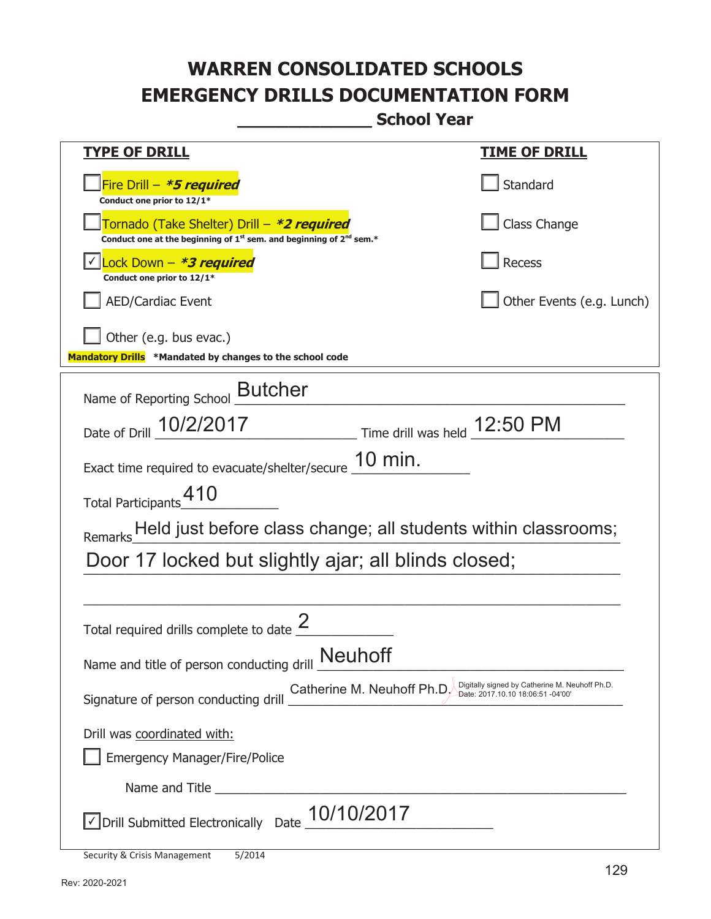# WARREN CONSOLIDATED SCHOOLS
# EMERGENCY DRILLS DOCUMENTATION FORM
## _____________ School Year

**TYPE OF DRILL**

- ☐ Fire Drill – ***5 required***
  **Conduct one prior to 12/1***
- ☐ Tornado (Take Shelter) Drill – ***2 required***
  **Conduct one at the beginning of 1st sem. and beginning of 2nd sem.***
- ☑ Lock Down – ***3 required***
  **Conduct one prior to 12/1***
- ☐ AED/Cardiac Event
- ☐ Other (e.g. bus evac.)

**Mandatory Drills** ***Mandated by changes to the school code**

**TIME OF DRILL**

- ☐ Standard
- ☐ Class Change
- ☐ Recess
- ☐ Other Events (e.g. Lunch)

Name of Reporting School: Butcher

Date of Drill: 10/2/2017 Time drill was held: 12:50 PM

Exact time required to evacuate/shelter/secure: 10 min.

Total Participants: 410

Remarks: Held just before class change; all students within classrooms; Door 17 locked but slightly ajar; all blinds closed;

Total required drills complete to date: 2

Name and title of person conducting drill: Neuhoff

Signature of person conducting drill: Catherine M. Neuhoff Ph.D. Digitally signed by Catherine M. Neuhoff Ph.D. Date: 2017.10.10 18:06:51 -04'00'

Drill was coordinated with:

- ☐ Emergency Manager/Fire/Police

Name and Title ____________________

☑ Drill Submitted Electronically Date: 10/10/2017

Security & Crisis Management 5/2014

Rev: 2020-2021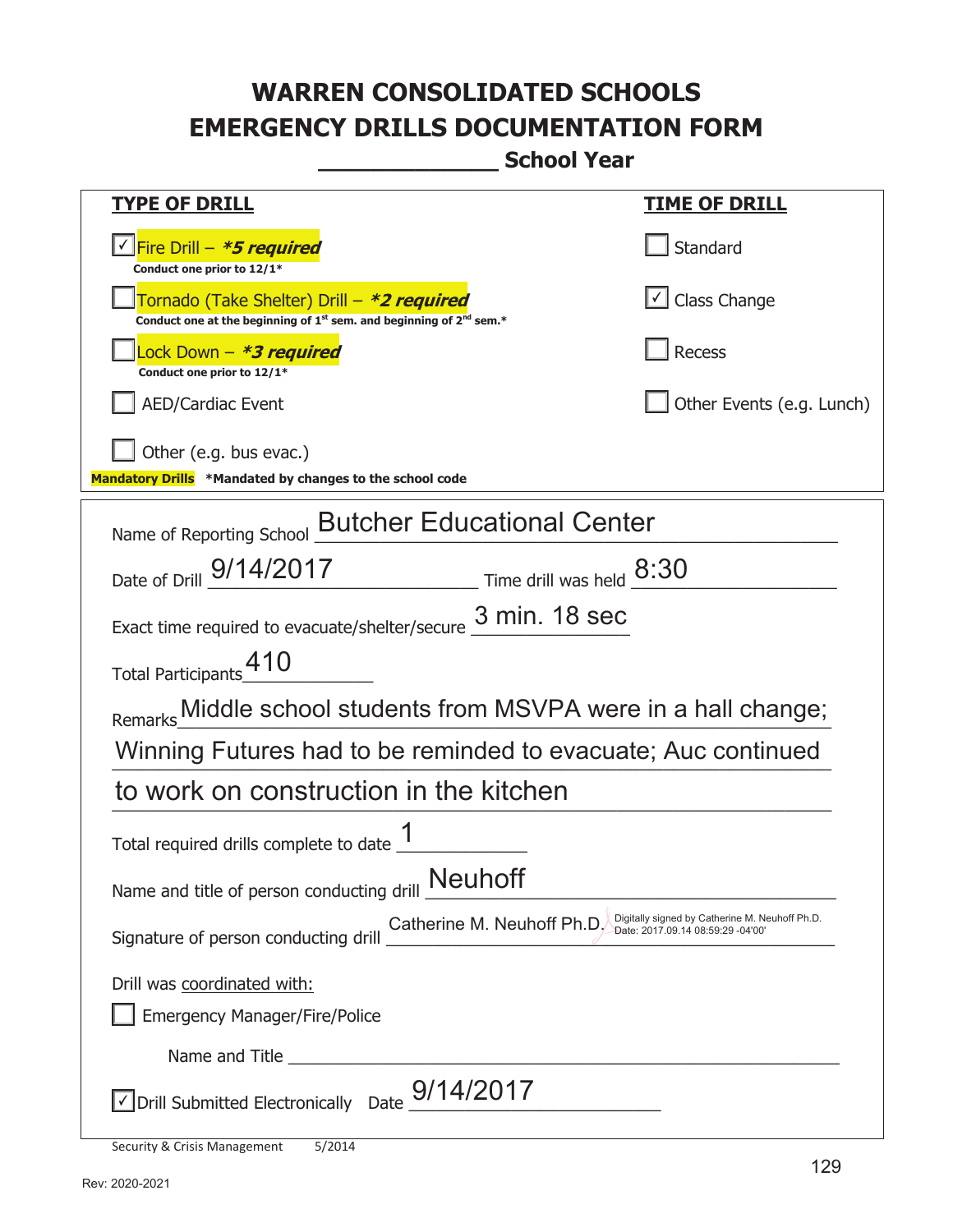# WARREN CONSOLIDATED SCHOOLS
# EMERGENCY DRILLS DOCUMENTATION FORM
## _____________ School Year

| TYPE OF DRILL | TIME OF DRILL |
|---|---|
| ☑ Fire Drill – ***5 required**<br>Conduct one prior to 12/1* | ☐ Standard |
| ☐ Tornado (Take Shelter) Drill – ***2 required**<br>Conduct one at the beginning of 1st sem. and beginning of 2nd sem.* | ☑ Class Change |
| ☐ Lock Down – ***3 required**<br>Conduct one prior to 12/1* | ☐ Recess |
| ☐ AED/Cardiac Event | ☐ Other Events (e.g. Lunch) |
| ☐ Other (e.g. bus evac.) | |

**Mandatory Drills** *Mandated by changes to the school code

Name of Reporting School: Butcher Educational Center

Date of Drill: 9/14/2017 Time drill was held: 8:30

Exact time required to evacuate/shelter/secure: 3 min. 18 sec

Total Participants: 410

Remarks: Middle school students from MSVPA were in a hall change; Winning Futures had to be reminded to evacuate; Auc continued to work on construction in the kitchen

Total required drills complete to date: 1

Name and title of person conducting drill: Neuhoff

Signature of person conducting drill: Catherine M. Neuhoff Ph.D. Digitally signed by Catherine M. Neuhoff Ph.D. Date: 2017.09.14 08:59:29 -04'00'

Drill was coordinated with:

☐ Emergency Manager/Fire/Police

Name and Title ____________________

☑ Drill Submitted Electronically Date: 9/14/2017

Security & Crisis Management 5/2014

Rev: 2020-2021